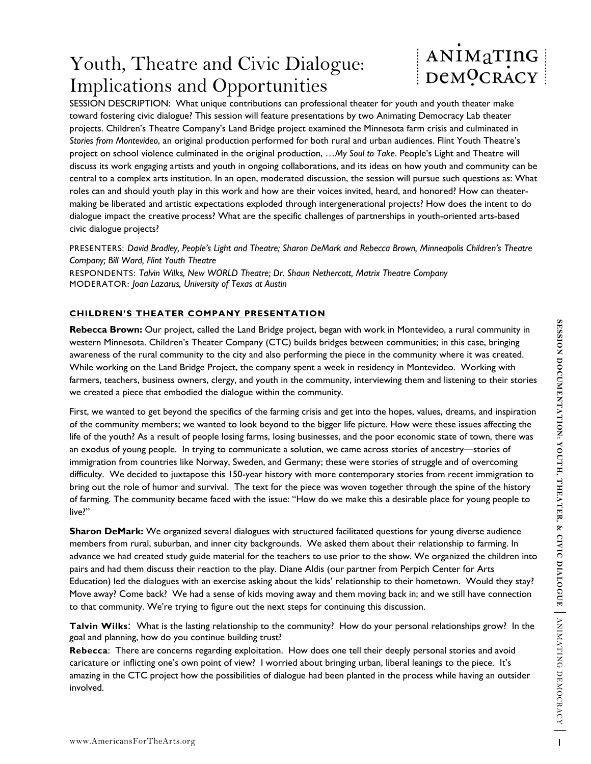# Youth, Theatre and Civic Dialogue: Implications and Opportunities

SESSION DESCRIPTION: What unique contributions can professional theater for youth and youth theater make toward fostering civic dialogue? This session will feature presentations by two Animating Democracy Lab theater projects. Children's Theatre Company's Land Bridge project examined the Minnesota farm crisis and culminated in *Stories from Montevideo*, an original production performed for both rural and urban audiences. Flint Youth Theatre's project on school violence culminated in the original production, …*My Soul to Take*. People's Light and Theatre will discuss its work engaging artists and youth in ongoing collaborations, and its ideas on how youth and community can be central to a complex arts institution. In an open, moderated discussion, the session will pursue such questions as: What roles can and should youth play in this work and how are their voices invited, heard, and honored? How can theater-making be liberated and artistic expectations exploded through intergenerational projects? How does the intent to do dialogue impact the creative process? What are the specific challenges of partnerships in youth-oriented arts-based civic dialogue projects?

PRESENTERS: *David Bradley, People's Light and Theatre; Sharon DeMark and Rebecca Brown, Minneapolis Children's Theatre Company; Bill Ward, Flint Youth Theatre*
RESPONDENTS: *Talvin Wilks, New WORLD Theatre; Dr. Shaun Nethercott, Matrix Theatre Company*
MODERATOR: *Joan Lazarus, University of Texas at Austin*

## CHILDREN'S THEATER COMPANY PRESENTATION

**Rebecca Brown:** Our project, called the Land Bridge project, began with work in Montevideo, a rural community in western Minnesota. Children's Theater Company (CTC) builds bridges between communities; in this case, bringing awareness of the rural community to the city and also performing the piece in the community where it was created. While working on the Land Bridge Project, the company spent a week in residency in Montevideo. Working with farmers, teachers, business owners, clergy, and youth in the community, interviewing them and listening to their stories we created a piece that embodied the dialogue within the community.

First, we wanted to get beyond the specifics of the farming crisis and get into the hopes, values, dreams, and inspiration of the community members; we wanted to look beyond to the bigger life picture. How were these issues affecting the life of the youth? As a result of people losing farms, losing businesses, and the poor economic state of town, there was an exodus of young people. In trying to communicate a solution, we came across stories of ancestry—stories of immigration from countries like Norway, Sweden, and Germany; these were stories of struggle and of overcoming difficulty. We decided to juxtapose this 150-year history with more contemporary stories from recent immigration to bring out the role of humor and survival. The text for the piece was woven together through the spine of the history of farming. The community became faced with the issue: "How do we make this a desirable place for young people to live?"

**Sharon DeMark:** We organized several dialogues with structured facilitated questions for young diverse audience members from rural, suburban, and inner city backgrounds. We asked them about their relationship to farming. In advance we had created study guide material for the teachers to use prior to the show. We organized the children into pairs and had them discuss their reaction to the play. Diane Aldis (our partner from Perpich Center for Arts Education) led the dialogues with an exercise asking about the kids' relationship to their hometown. Would they stay? Move away? Come back? We had a sense of kids moving away and them moving back in; and we still have connection to that community. We're trying to figure out the next steps for continuing this discussion.

**Talvin Wilks**: What is the lasting relationship to the community? How do your personal relationships grow? In the goal and planning, how do you continue building trust?

**Rebecca**: There are concerns regarding exploitation. How does one tell their deeply personal stories and avoid caricature or inflicting one's own point of view? I worried about bringing urban, liberal leanings to the piece. It's amazing in the CTC project how the possibilities of dialogue had been planted in the process while having an outsider involved.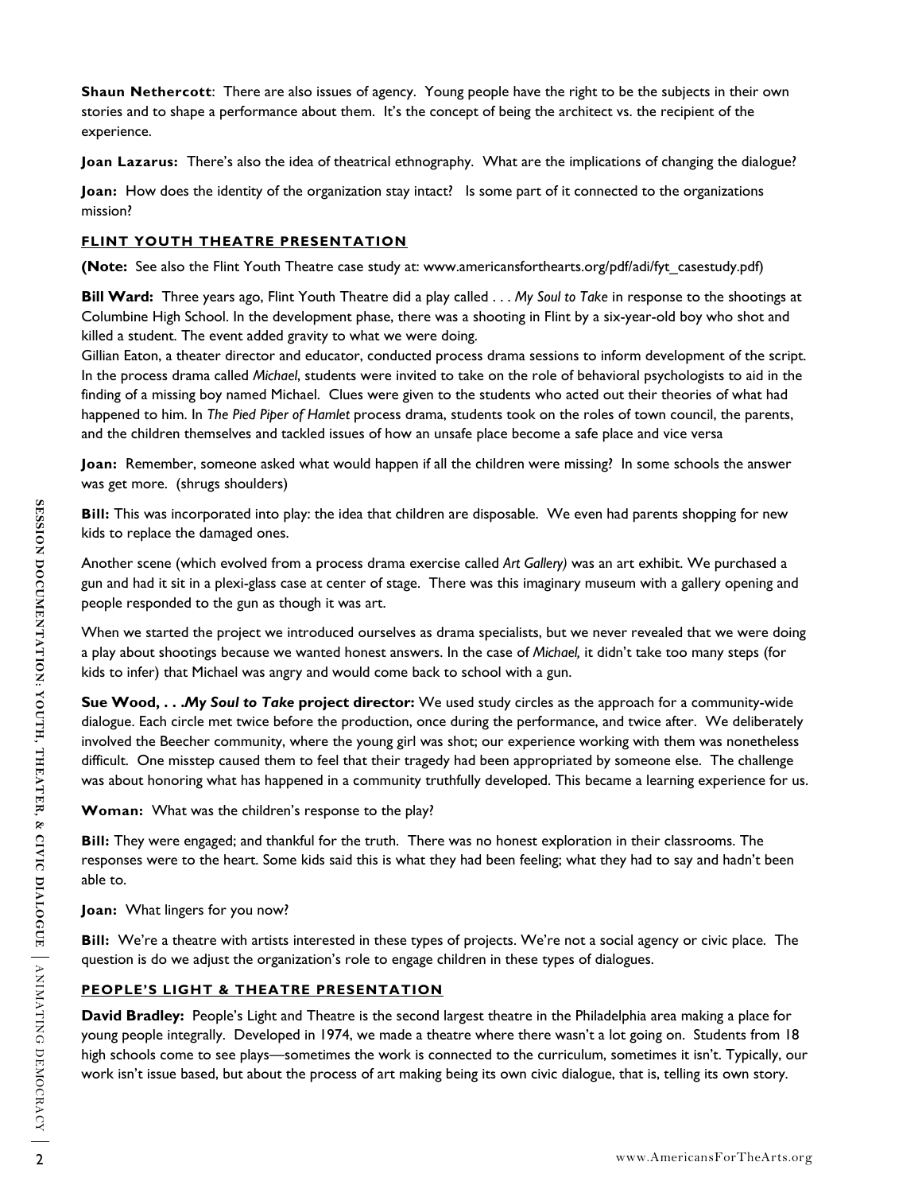**Shaun Nethercott**: There are also issues of agency. Young people have the right to be the subjects in their own stories and to shape a performance about them. It's the concept of being the architect vs. the recipient of the experience.

**Joan Lazarus:** There's also the idea of theatrical ethnography. What are the implications of changing the dialogue?

**Joan:** How does the identity of the organization stay intact? Is some part of it connected to the organizations mission?

## FLINT YOUTH THEATRE PRESENTATION

**(Note:** See also the Flint Youth Theatre case study at: www.americansforthearts.org/pdf/adi/fyt_casestudy.pdf)

**Bill Ward:** Three years ago, Flint Youth Theatre did a play called . . . *My Soul to Take* in response to the shootings at Columbine High School. In the development phase, there was a shooting in Flint by a six-year-old boy who shot and killed a student. The event added gravity to what we were doing.
Gillian Eaton, a theater director and educator, conducted process drama sessions to inform development of the script. In the process drama called *Michael*, students were invited to take on the role of behavioral psychologists to aid in the finding of a missing boy named Michael. Clues were given to the students who acted out their theories of what had happened to him. In *The Pied Piper of Hamlet* process drama, students took on the roles of town council, the parents, and the children themselves and tackled issues of how an unsafe place become a safe place and vice versa

**Joan:** Remember, someone asked what would happen if all the children were missing? In some schools the answer was get more. (shrugs shoulders)

**Bill:** This was incorporated into play: the idea that children are disposable. We even had parents shopping for new kids to replace the damaged ones.

Another scene (which evolved from a process drama exercise called *Art Gallery)* was an art exhibit. We purchased a gun and had it sit in a plexi-glass case at center of stage. There was this imaginary museum with a gallery opening and people responded to the gun as though it was art.

When we started the project we introduced ourselves as drama specialists, but we never revealed that we were doing a play about shootings because we wanted honest answers. In the case of *Michael,* it didn't take too many steps (for kids to infer) that Michael was angry and would come back to school with a gun.

**Sue Wood, . . .*My Soul to Take* project director:** We used study circles as the approach for a community-wide dialogue. Each circle met twice before the production, once during the performance, and twice after. We deliberately involved the Beecher community, where the young girl was shot; our experience working with them was nonetheless difficult. One misstep caused them to feel that their tragedy had been appropriated by someone else. The challenge was about honoring what has happened in a community truthfully developed. This became a learning experience for us.

**Woman:** What was the children's response to the play?

**Bill:** They were engaged; and thankful for the truth. There was no honest exploration in their classrooms. The responses were to the heart. Some kids said this is what they had been feeling; what they had to say and hadn't been able to.

**Joan:** What lingers for you now?

**Bill:** We're a theatre with artists interested in these types of projects. We're not a social agency or civic place. The question is do we adjust the organization's role to engage children in these types of dialogues.

## PEOPLE'S LIGHT & THEATRE PRESENTATION

**David Bradley:** People's Light and Theatre is the second largest theatre in the Philadelphia area making a place for young people integrally. Developed in 1974, we made a theatre where there wasn't a lot going on. Students from 18 high schools come to see plays—sometimes the work is connected to the curriculum, sometimes it isn't. Typically, our work isn't issue based, but about the process of art making being its own civic dialogue, that is, telling its own story.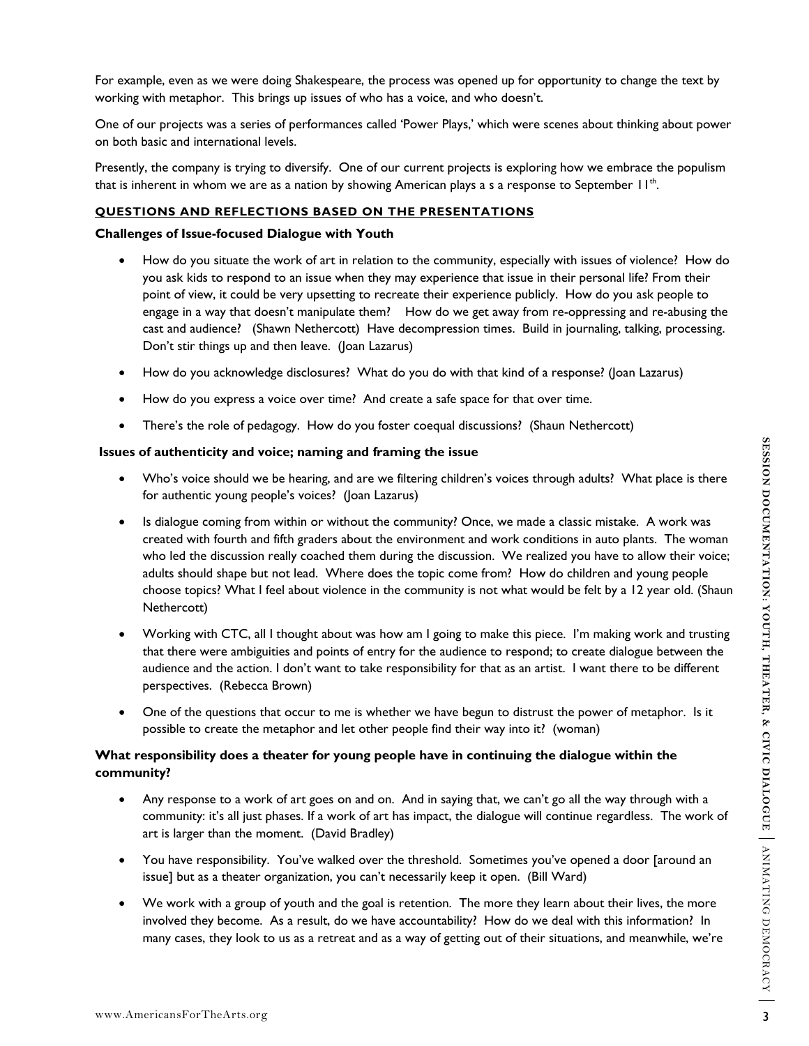For example, even as we were doing Shakespeare, the process was opened up for opportunity to change the text by working with metaphor. This brings up issues of who has a voice, and who doesn't.

One of our projects was a series of performances called 'Power Plays,' which were scenes about thinking about power on both basic and international levels.

Presently, the company is trying to diversify. One of our current projects is exploring how we embrace the populism that is inherent in whom we are as a nation by showing American plays a s a response to September 11th.

## QUESTIONS AND REFLECTIONS BASED ON THE PRESENTATIONS

### Challenges of Issue-focused Dialogue with Youth

- How do you situate the work of art in relation to the community, especially with issues of violence? How do you ask kids to respond to an issue when they may experience that issue in their personal life? From their point of view, it could be very upsetting to recreate their experience publicly. How do you ask people to engage in a way that doesn't manipulate them? How do we get away from re-oppressing and re-abusing the cast and audience? (Shawn Nethercott) Have decompression times. Build in journaling, talking, processing. Don't stir things up and then leave. (Joan Lazarus)
- How do you acknowledge disclosures? What do you do with that kind of a response? (Joan Lazarus)
- How do you express a voice over time? And create a safe space for that over time.
- There's the role of pedagogy. How do you foster coequal discussions? (Shaun Nethercott)

### Issues of authenticity and voice; naming and framing the issue

- Who's voice should we be hearing, and are we filtering children's voices through adults? What place is there for authentic young people's voices? (Joan Lazarus)
- Is dialogue coming from within or without the community? Once, we made a classic mistake. A work was created with fourth and fifth graders about the environment and work conditions in auto plants. The woman who led the discussion really coached them during the discussion. We realized you have to allow their voice; adults should shape but not lead. Where does the topic come from? How do children and young people choose topics? What I feel about violence in the community is not what would be felt by a 12 year old. (Shaun Nethercott)
- Working with CTC, all I thought about was how am I going to make this piece. I'm making work and trusting that there were ambiguities and points of entry for the audience to respond; to create dialogue between the audience and the action. I don't want to take responsibility for that as an artist. I want there to be different perspectives. (Rebecca Brown)
- One of the questions that occur to me is whether we have begun to distrust the power of metaphor. Is it possible to create the metaphor and let other people find their way into it? (woman)

### What responsibility does a theater for young people have in continuing the dialogue within the community?

- Any response to a work of art goes on and on. And in saying that, we can't go all the way through with a community: it's all just phases. If a work of art has impact, the dialogue will continue regardless. The work of art is larger than the moment. (David Bradley)
- You have responsibility. You've walked over the threshold. Sometimes you've opened a door [around an issue] but as a theater organization, you can't necessarily keep it open. (Bill Ward)
- We work with a group of youth and the goal is retention. The more they learn about their lives, the more involved they become. As a result, do we have accountability? How do we deal with this information? In many cases, they look to us as a retreat and as a way of getting out of their situations, and meanwhile, we're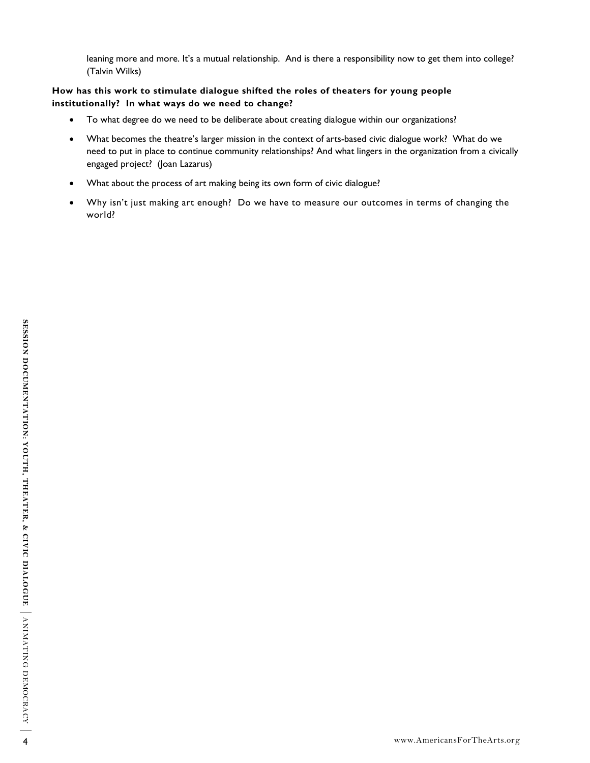leaning more and more. It's a mutual relationship. And is there a responsibility now to get them into college? (Talvin Wilks)

**How has this work to stimulate dialogue shifted the roles of theaters for young people institutionally? In what ways do we need to change?**

- To what degree do we need to be deliberate about creating dialogue within our organizations?
- What becomes the theatre's larger mission in the context of arts-based civic dialogue work? What do we need to put in place to continue community relationships? And what lingers in the organization from a civically engaged project? (Joan Lazarus)
- What about the process of art making being its own form of civic dialogue?
- Why isn't just making art enough? Do we have to measure our outcomes in terms of changing the world?